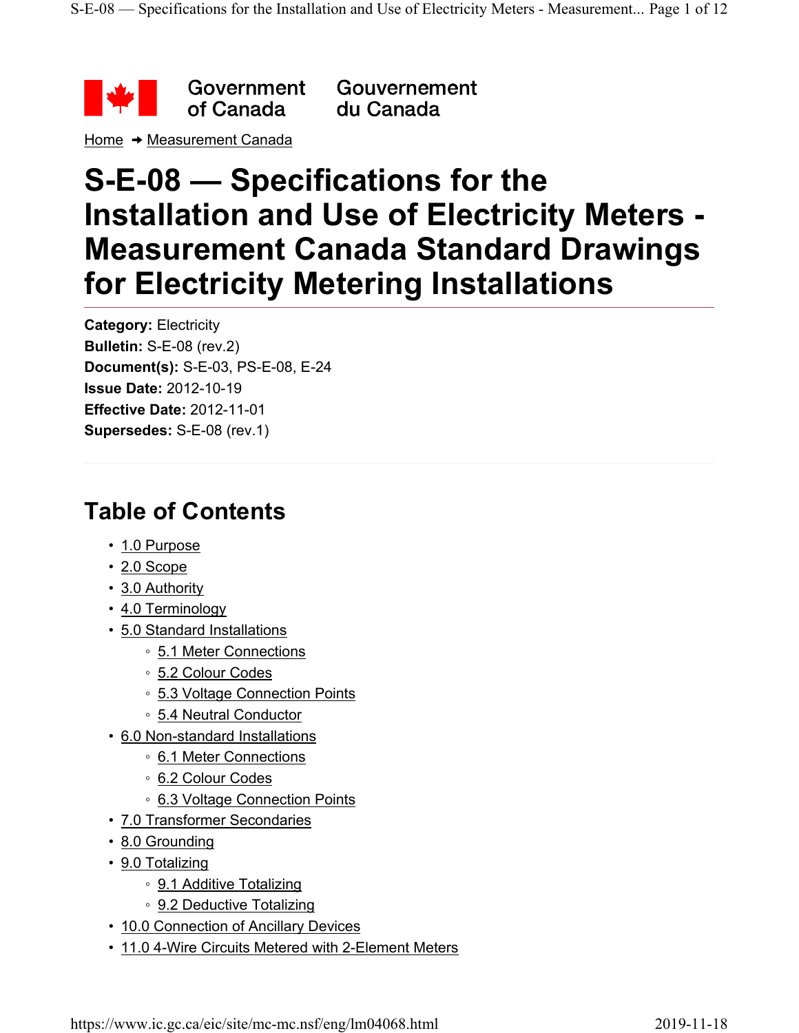Government of Canada Gouvernement du Canada

Home ➜ Measurement Canada

# S-E-08 — Specifications for the Installation and Use of Electricity Meters - Measurement Canada Standard Drawings for Electricity Metering Installations

**Category:** Electricity
**Bulletin:** S-E-08 (rev.2)
**Document(s):** S-E-03, PS-E-08, E-24
**Issue Date:** 2012-10-19
**Effective Date:** 2012-11-01
**Supersedes:** S-E-08 (rev.1)

## Table of Contents

- 1.0 Purpose
- 2.0 Scope
- 3.0 Authority
- 4.0 Terminology
- 5.0 Standard Installations
  - 5.1 Meter Connections
  - 5.2 Colour Codes
  - 5.3 Voltage Connection Points
  - 5.4 Neutral Conductor
- 6.0 Non-standard Installations
  - 6.1 Meter Connections
  - 6.2 Colour Codes
  - 6.3 Voltage Connection Points
- 7.0 Transformer Secondaries
- 8.0 Grounding
- 9.0 Totalizing
  - 9.1 Additive Totalizing
  - 9.2 Deductive Totalizing
- 10.0 Connection of Ancillary Devices
- 11.0 4-Wire Circuits Metered with 2-Element Meters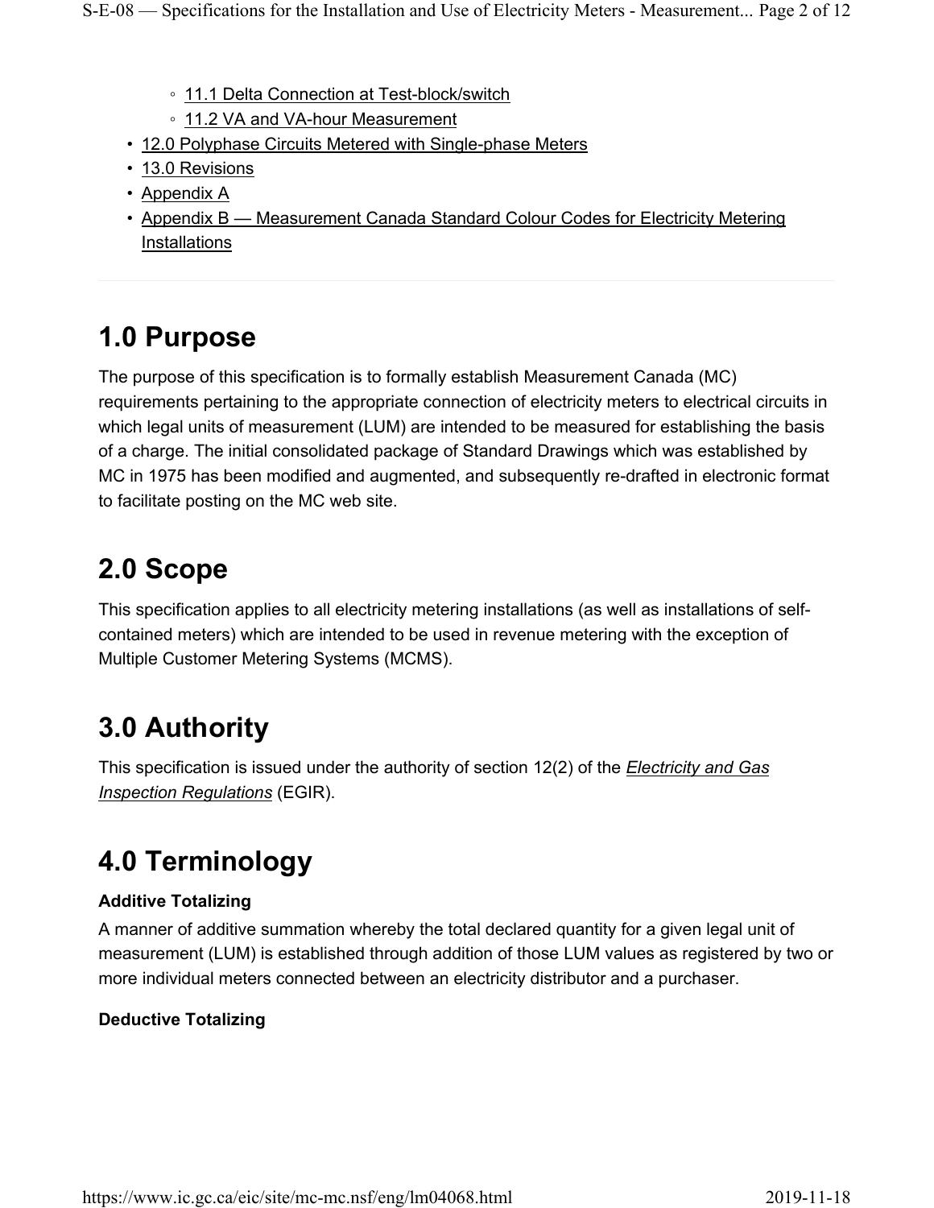- 11.1 Delta Connection at Test-block/switch
- 11.2 VA and VA-hour Measurement
- 12.0 Polyphase Circuits Metered with Single-phase Meters
- 13.0 Revisions
- Appendix A
- Appendix B — Measurement Canada Standard Colour Codes for Electricity Metering Installations

## 1.0 Purpose

The purpose of this specification is to formally establish Measurement Canada (MC) requirements pertaining to the appropriate connection of electricity meters to electrical circuits in which legal units of measurement (LUM) are intended to be measured for establishing the basis of a charge. The initial consolidated package of Standard Drawings which was established by MC in 1975 has been modified and augmented, and subsequently re-drafted in electronic format to facilitate posting on the MC web site.

## 2.0 Scope

This specification applies to all electricity metering installations (as well as installations of self-contained meters) which are intended to be used in revenue metering with the exception of Multiple Customer Metering Systems (MCMS).

## 3.0 Authority

This specification is issued under the authority of section 12(2) of the *Electricity and Gas Inspection Regulations* (EGIR).

## 4.0 Terminology

**Additive Totalizing**

A manner of additive summation whereby the total declared quantity for a given legal unit of measurement (LUM) is established through addition of those LUM values as registered by two or more individual meters connected between an electricity distributor and a purchaser.

**Deductive Totalizing**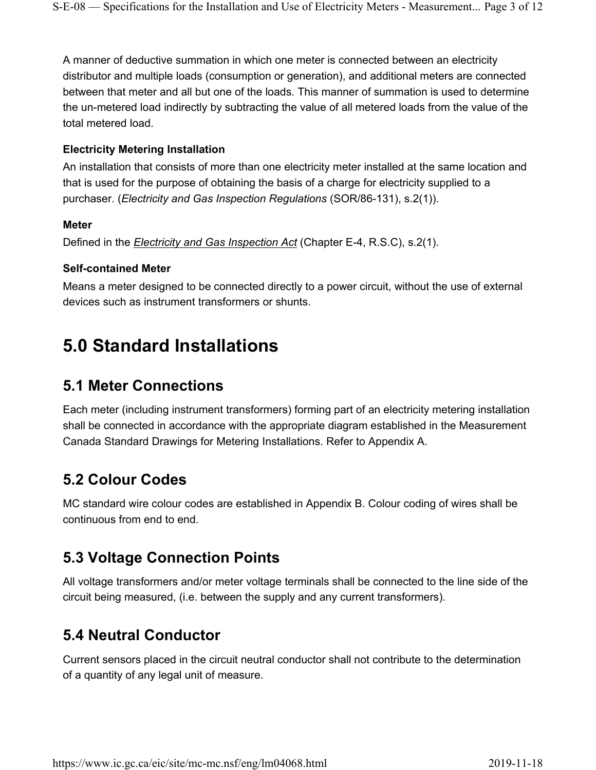A manner of deductive summation in which one meter is connected between an electricity distributor and multiple loads (consumption or generation), and additional meters are connected between that meter and all but one of the loads. This manner of summation is used to determine the un-metered load indirectly by subtracting the value of all metered loads from the value of the total metered load.

#### Electricity Metering Installation

An installation that consists of more than one electricity meter installed at the same location and that is used for the purpose of obtaining the basis of a charge for electricity supplied to a purchaser. (*Electricity and Gas Inspection Regulations* (SOR/86-131), s.2(1)).

#### Meter

Defined in the *Electricity and Gas Inspection Act* (Chapter E-4, R.S.C), s.2(1).

#### Self-contained Meter

Means a meter designed to be connected directly to a power circuit, without the use of external devices such as instrument transformers or shunts.

# 5.0 Standard Installations

## 5.1 Meter Connections

Each meter (including instrument transformers) forming part of an electricity metering installation shall be connected in accordance with the appropriate diagram established in the Measurement Canada Standard Drawings for Metering Installations. Refer to Appendix A.

## 5.2 Colour Codes

MC standard wire colour codes are established in Appendix B. Colour coding of wires shall be continuous from end to end.

## 5.3 Voltage Connection Points

All voltage transformers and/or meter voltage terminals shall be connected to the line side of the circuit being measured, (i.e. between the supply and any current transformers).

## 5.4 Neutral Conductor

Current sensors placed in the circuit neutral conductor shall not contribute to the determination of a quantity of any legal unit of measure.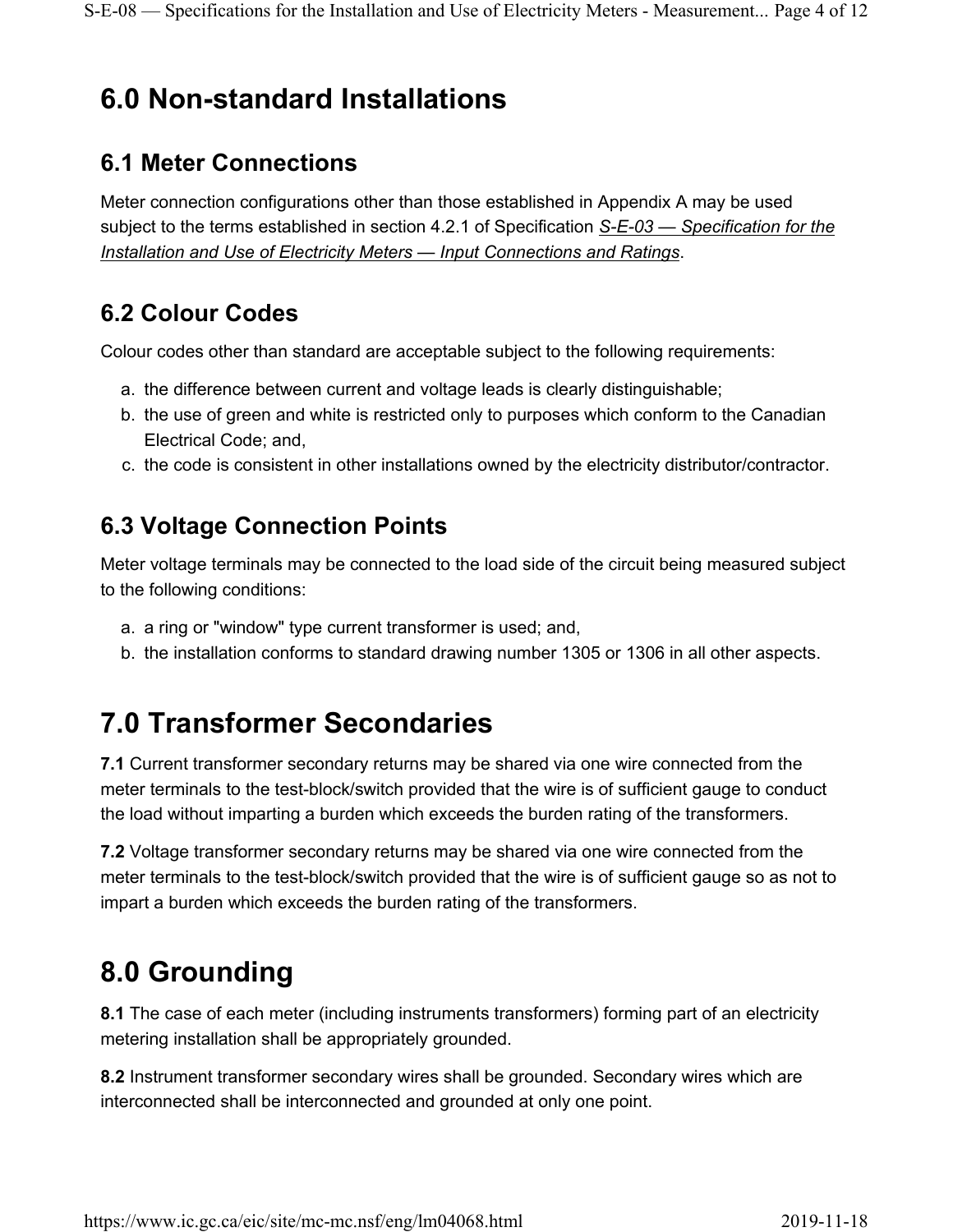# 6.0 Non-standard Installations

## 6.1 Meter Connections

Meter connection configurations other than those established in Appendix A may be used subject to the terms established in section 4.2.1 of Specification *S-E-03 — Specification for the Installation and Use of Electricity Meters — Input Connections and Ratings*.

## 6.2 Colour Codes

Colour codes other than standard are acceptable subject to the following requirements:

a. the difference between current and voltage leads is clearly distinguishable;
b. the use of green and white is restricted only to purposes which conform to the Canadian Electrical Code; and,
c. the code is consistent in other installations owned by the electricity distributor/contractor.

## 6.3 Voltage Connection Points

Meter voltage terminals may be connected to the load side of the circuit being measured subject to the following conditions:

a. a ring or "window" type current transformer is used; and,
b. the installation conforms to standard drawing number 1305 or 1306 in all other aspects.

# 7.0 Transformer Secondaries

**7.1** Current transformer secondary returns may be shared via one wire connected from the meter terminals to the test-block/switch provided that the wire is of sufficient gauge to conduct the load without imparting a burden which exceeds the burden rating of the transformers.

**7.2** Voltage transformer secondary returns may be shared via one wire connected from the meter terminals to the test-block/switch provided that the wire is of sufficient gauge so as not to impart a burden which exceeds the burden rating of the transformers.

# 8.0 Grounding

**8.1** The case of each meter (including instruments transformers) forming part of an electricity metering installation shall be appropriately grounded.

**8.2** Instrument transformer secondary wires shall be grounded. Secondary wires which are interconnected shall be interconnected and grounded at only one point.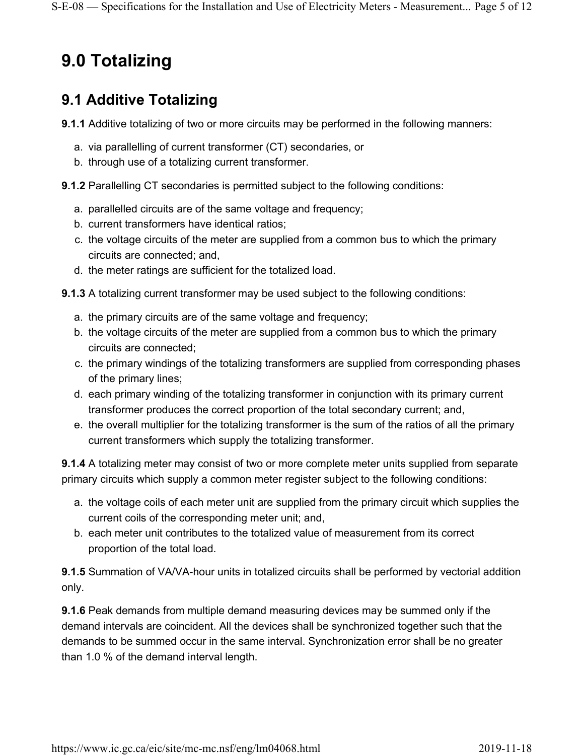# 9.0 Totalizing

## 9.1 Additive Totalizing

**9.1.1** Additive totalizing of two or more circuits may be performed in the following manners:

a. via parallelling of current transformer (CT) secondaries, or
b. through use of a totalizing current transformer.

**9.1.2** Parallelling CT secondaries is permitted subject to the following conditions:

a. parallelled circuits are of the same voltage and frequency;
b. current transformers have identical ratios;
c. the voltage circuits of the meter are supplied from a common bus to which the primary circuits are connected; and,
d. the meter ratings are sufficient for the totalized load.

**9.1.3** A totalizing current transformer may be used subject to the following conditions:

a. the primary circuits are of the same voltage and frequency;
b. the voltage circuits of the meter are supplied from a common bus to which the primary circuits are connected;
c. the primary windings of the totalizing transformers are supplied from corresponding phases of the primary lines;
d. each primary winding of the totalizing transformer in conjunction with its primary current transformer produces the correct proportion of the total secondary current; and,
e. the overall multiplier for the totalizing transformer is the sum of the ratios of all the primary current transformers which supply the totalizing transformer.

**9.1.4** A totalizing meter may consist of two or more complete meter units supplied from separate primary circuits which supply a common meter register subject to the following conditions:

a. the voltage coils of each meter unit are supplied from the primary circuit which supplies the current coils of the corresponding meter unit; and,
b. each meter unit contributes to the totalized value of measurement from its correct proportion of the total load.

**9.1.5** Summation of VA/VA-hour units in totalized circuits shall be performed by vectorial addition only.

**9.1.6** Peak demands from multiple demand measuring devices may be summed only if the demand intervals are coincident. All the devices shall be synchronized together such that the demands to be summed occur in the same interval. Synchronization error shall be no greater than 1.0 % of the demand interval length.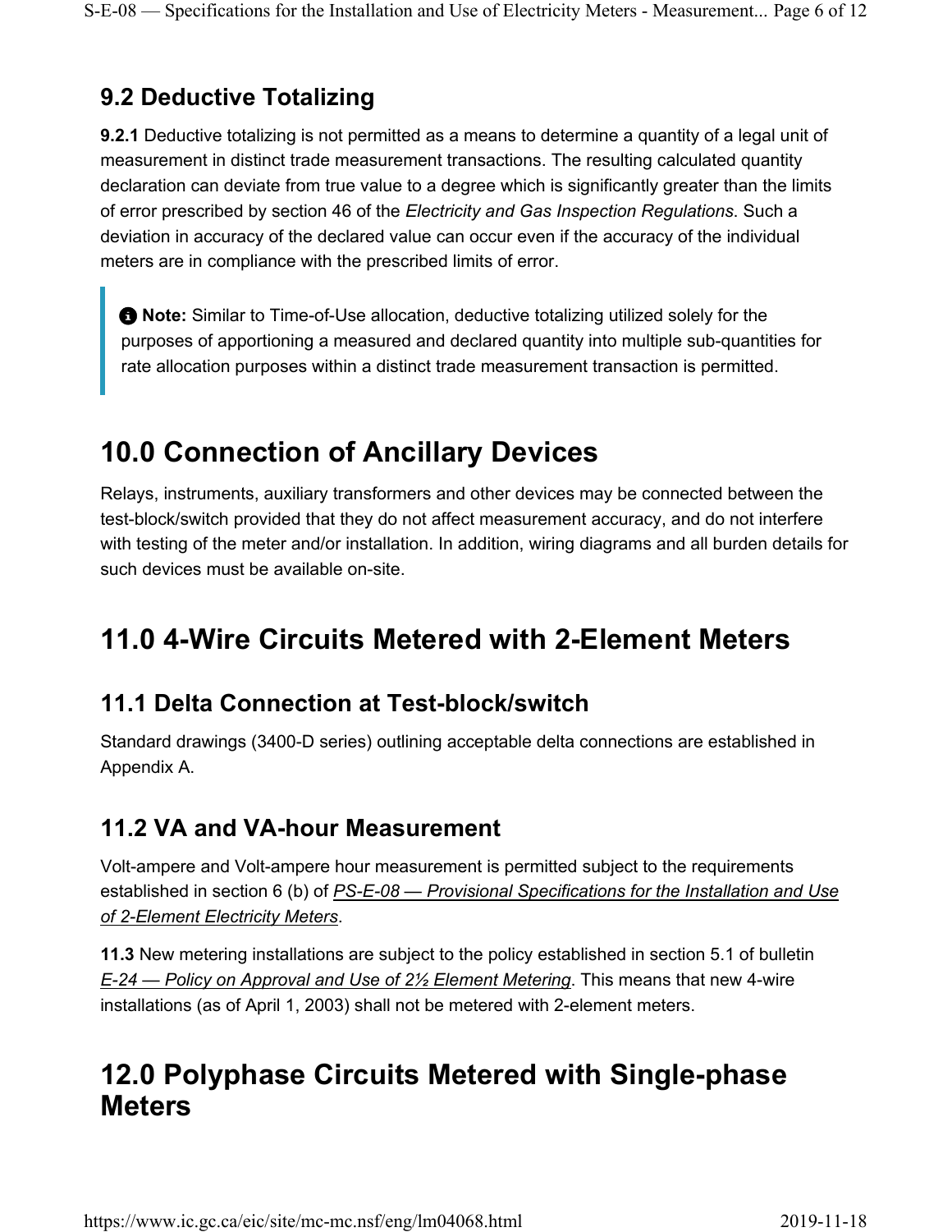### 9.2 Deductive Totalizing

**9.2.1** Deductive totalizing is not permitted as a means to determine a quantity of a legal unit of measurement in distinct trade measurement transactions. The resulting calculated quantity declaration can deviate from true value to a degree which is significantly greater than the limits of error prescribed by section 46 of the *Electricity and Gas Inspection Regulations*. Such a deviation in accuracy of the declared value can occur even if the accuracy of the individual meters are in compliance with the prescribed limits of error.

> **Note:** Similar to Time-of-Use allocation, deductive totalizing utilized solely for the purposes of apportioning a measured and declared quantity into multiple sub-quantities for rate allocation purposes within a distinct trade measurement transaction is permitted.

## 10.0 Connection of Ancillary Devices

Relays, instruments, auxiliary transformers and other devices may be connected between the test-block/switch provided that they do not affect measurement accuracy, and do not interfere with testing of the meter and/or installation. In addition, wiring diagrams and all burden details for such devices must be available on-site.

## 11.0 4-Wire Circuits Metered with 2-Element Meters

### 11.1 Delta Connection at Test-block/switch

Standard drawings (3400-D series) outlining acceptable delta connections are established in Appendix A.

### 11.2 VA and VA-hour Measurement

Volt-ampere and Volt-ampere hour measurement is permitted subject to the requirements established in section 6 (b) of *PS-E-08 — Provisional Specifications for the Installation and Use of 2-Element Electricity Meters*.

**11.3** New metering installations are subject to the policy established in section 5.1 of bulletin *E-24 — Policy on Approval and Use of 2½ Element Metering*. This means that new 4-wire installations (as of April 1, 2003) shall not be metered with 2-element meters.

## 12.0 Polyphase Circuits Metered with Single-phase Meters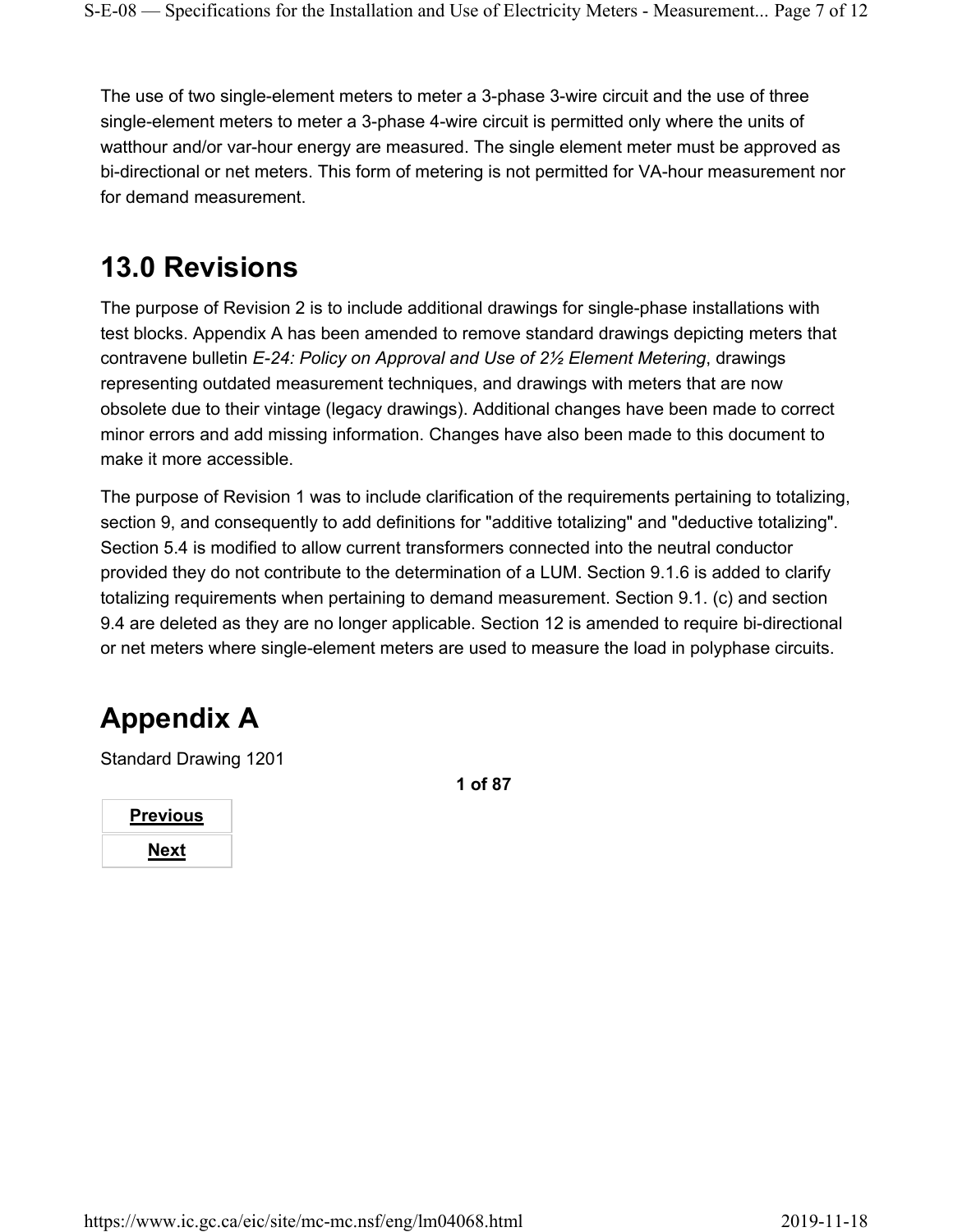The use of two single-element meters to meter a 3-phase 3-wire circuit and the use of three single-element meters to meter a 3-phase 4-wire circuit is permitted only where the units of watthour and/or var-hour energy are measured. The single element meter must be approved as bi-directional or net meters. This form of metering is not permitted for VA-hour measurement nor for demand measurement.

## 13.0 Revisions

The purpose of Revision 2 is to include additional drawings for single-phase installations with test blocks. Appendix A has been amended to remove standard drawings depicting meters that contravene bulletin *E-24: Policy on Approval and Use of 2½ Element Metering*, drawings representing outdated measurement techniques, and drawings with meters that are now obsolete due to their vintage (legacy drawings). Additional changes have been made to correct minor errors and add missing information. Changes have also been made to this document to make it more accessible.

The purpose of Revision 1 was to include clarification of the requirements pertaining to totalizing, section 9, and consequently to add definitions for "additive totalizing" and "deductive totalizing". Section 5.4 is modified to allow current transformers connected into the neutral conductor provided they do not contribute to the determination of a LUM. Section 9.1.6 is added to clarify totalizing requirements when pertaining to demand measurement. Section 9.1. (c) and section 9.4 are deleted as they are no longer applicable. Section 12 is amended to require bi-directional or net meters where single-element meters are used to measure the load in polyphase circuits.

## Appendix A

Standard Drawing 1201

**1 of 87**

| **Previous** |
| --- |
| **Next** |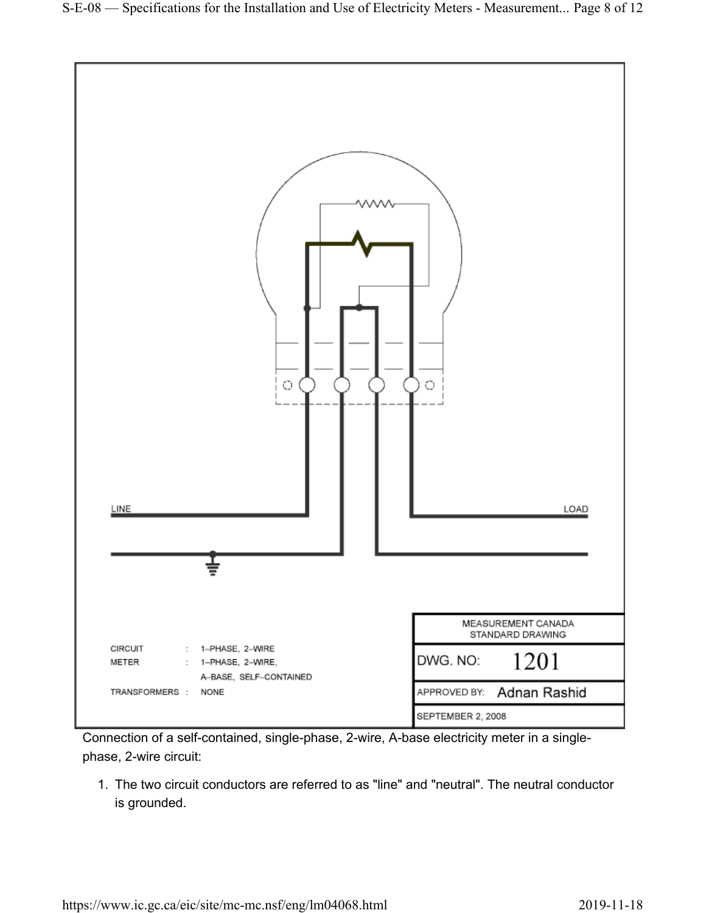LINE

LOAD

| | |
|---|---|
| MEASUREMENT CANADA STANDARD DRAWING | |
| DWG. NO: | 1201 |
| APPROVED BY: | Adnan Rashid |
| SEPTEMBER 2, 2008 | |

CIRCUIT : 1–PHASE, 2–WIRE
METER : 1–PHASE, 2–WIRE, A–BASE, SELF–CONTAINED
TRANSFORMERS : NONE

Connection of a self-contained, single-phase, 2-wire, A-base electricity meter in a single-phase, 2-wire circuit:

1. The two circuit conductors are referred to as "line" and "neutral". The neutral conductor is grounded.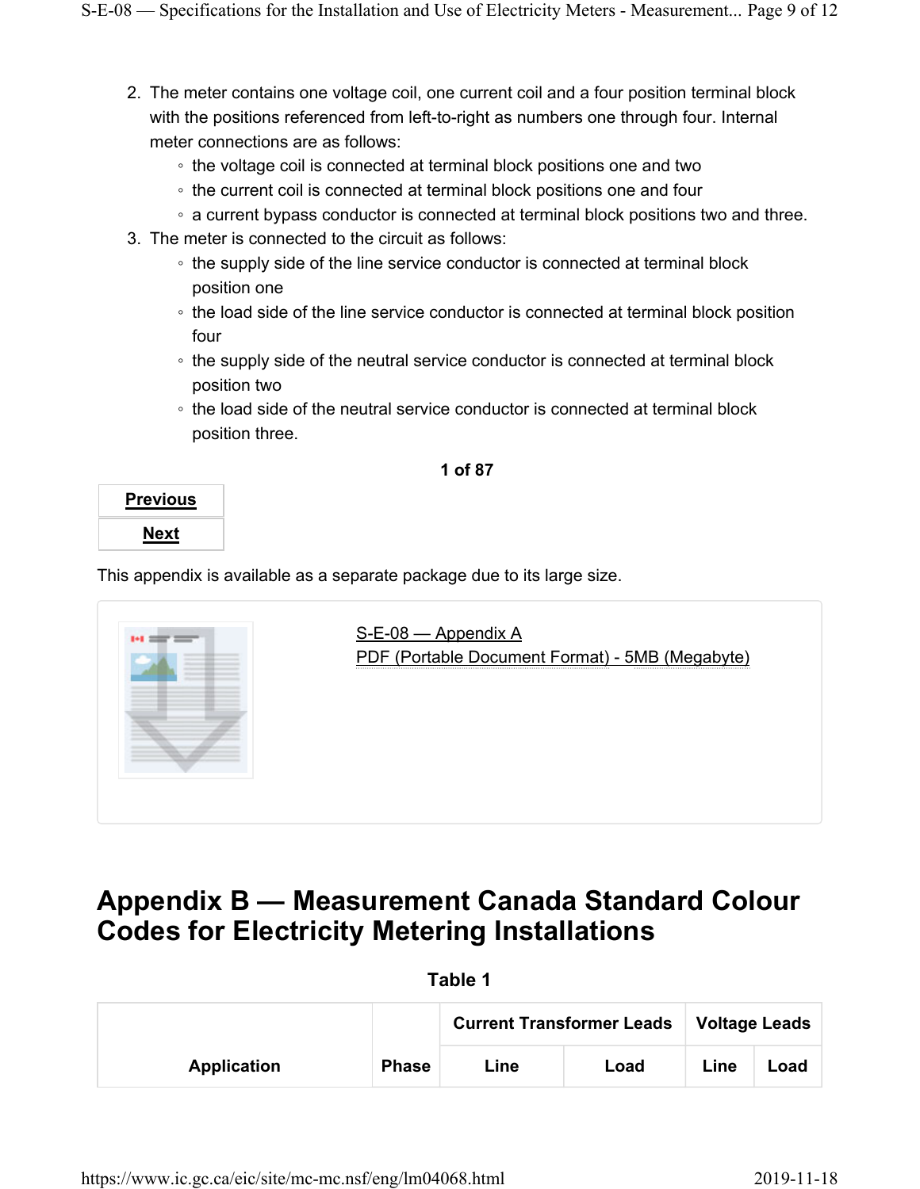2. The meter contains one voltage coil, one current coil and a four position terminal block with the positions referenced from left-to-right as numbers one through four. Internal meter connections are as follows:
   - the voltage coil is connected at terminal block positions one and two
   - the current coil is connected at terminal block positions one and four
   - a current bypass conductor is connected at terminal block positions two and three.
3. The meter is connected to the circuit as follows:
   - the supply side of the line service conductor is connected at terminal block position one
   - the load side of the line service conductor is connected at terminal block position four
   - the supply side of the neutral service conductor is connected at terminal block position two
   - the load side of the neutral service conductor is connected at terminal block position three.

**1 of 87**

**Previous**

**Next**

This appendix is available as a separate package due to its large size.

S-E-08 — Appendix A
PDF (Portable Document Format) - 5MB (Megabyte)

# Appendix B — Measurement Canada Standard Colour Codes for Electricity Metering Installations

**Table 1**

| Application | Phase | Current Transformer Leads | | Voltage Leads | |
|---|---|---|---|---|---|
| | | Line | Load | Line | Load |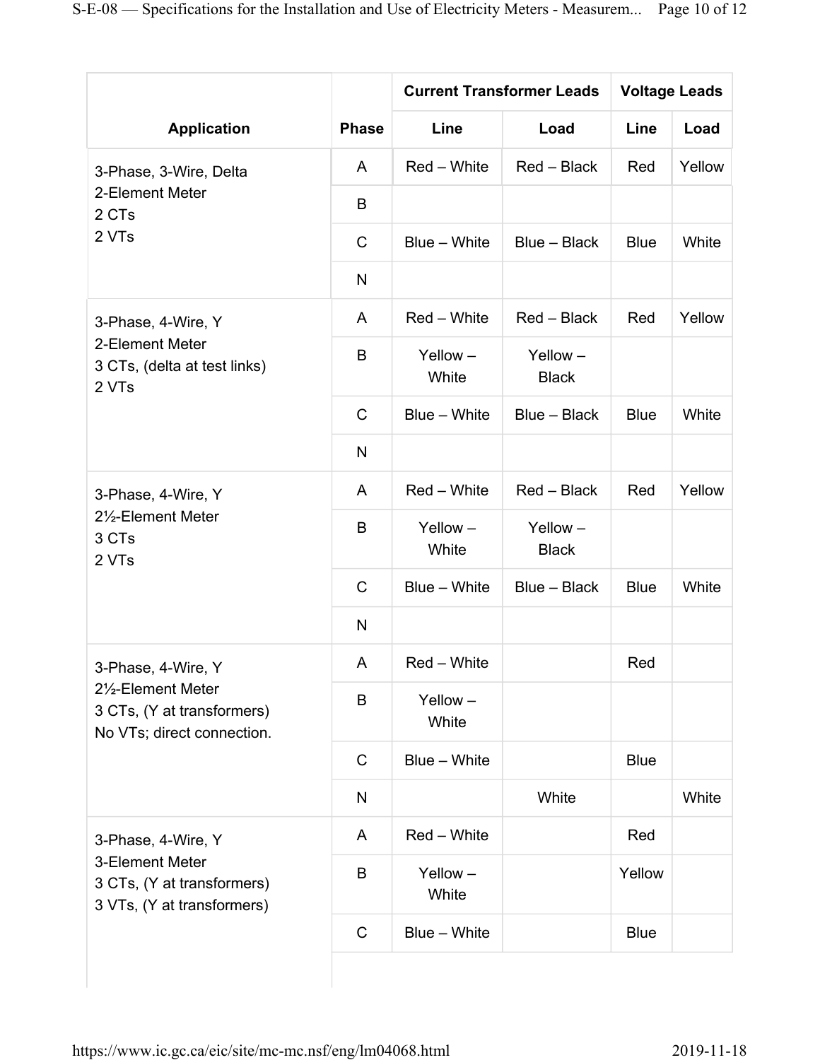| Application | Phase | Current Transformer Leads | | Voltage Leads | |
|---|---|---|---|---|---|
| | | Line | Load | Line | Load |
| 3-Phase, 3-Wire, Delta<br>2-Element Meter<br>2 CTs<br>2 VTs | A | Red – White | Red – Black | Red | Yellow |
| | B | | | | |
| | C | Blue – White | Blue – Black | Blue | White |
| | N | | | | |
| 3-Phase, 4-Wire, Y<br>2-Element Meter<br>3 CTs, (delta at test links)<br>2 VTs | A | Red – White | Red – Black | Red | Yellow |
| | B | Yellow – White | Yellow – Black | | |
| | C | Blue – White | Blue – Black | Blue | White |
| | N | | | | |
| 3-Phase, 4-Wire, Y<br>2½-Element Meter<br>3 CTs<br>2 VTs | A | Red – White | Red – Black | Red | Yellow |
| | B | Yellow – White | Yellow – Black | | |
| | C | Blue – White | Blue – Black | Blue | White |
| | N | | | | |
| 3-Phase, 4-Wire, Y<br>2½-Element Meter<br>3 CTs, (Y at transformers)<br>No VTs; direct connection. | A | Red – White | | Red | |
| | B | Yellow – White | | | |
| | C | Blue – White | | Blue | |
| | N | | White | | White |
| 3-Phase, 4-Wire, Y<br>3-Element Meter<br>3 CTs, (Y at transformers)<br>3 VTs, (Y at transformers) | A | Red – White | | Red | |
| | B | Yellow – White | | Yellow | |
| | C | Blue – White | | Blue | |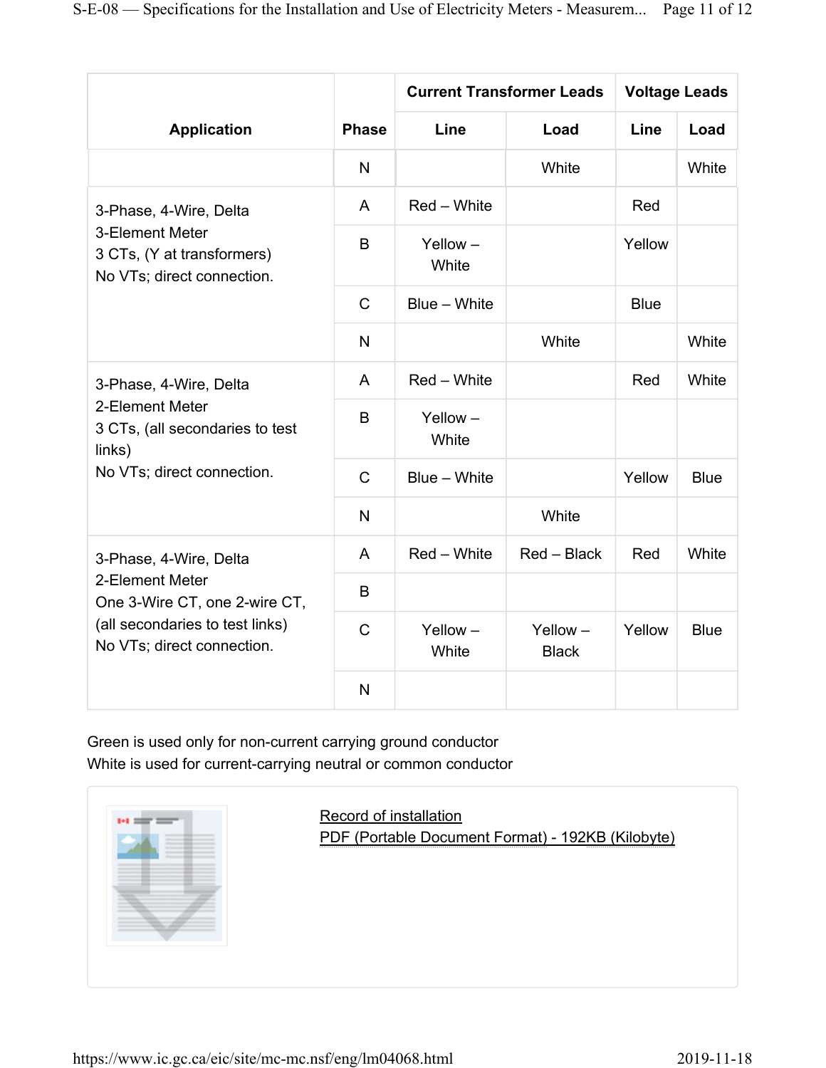| Application | Phase | Current Transformer Leads | | Voltage Leads | |
|---|---|---|---|---|---|
| | | Line | Load | Line | Load |
| | N | | White | | White |
| 3-Phase, 4-Wire, Delta<br>3-Element Meter<br>3 CTs, (Y at transformers)<br>No VTs; direct connection. | A | Red – White | | Red | |
| | B | Yellow – White | | Yellow | |
| | C | Blue – White | | Blue | |
| | N | | White | | White |
| 3-Phase, 4-Wire, Delta<br>2-Element Meter<br>3 CTs, (all secondaries to test links)<br>No VTs; direct connection. | A | Red – White | | Red | White |
| | B | Yellow – White | | | |
| | C | Blue – White | | Yellow | Blue |
| | N | | White | | |
| 3-Phase, 4-Wire, Delta<br>2-Element Meter<br>One 3-Wire CT, one 2-wire CT,<br>(all secondaries to test links)<br>No VTs; direct connection. | A | Red – White | Red – Black | Red | White |
| | B | | | | |
| | C | Yellow – White | Yellow – Black | Yellow | Blue |
| | N | | | | |

Green is used only for non-current carrying ground conductor
White is used for current-carrying neutral or common conductor

Record of installation
PDF (Portable Document Format) - 192KB (Kilobyte)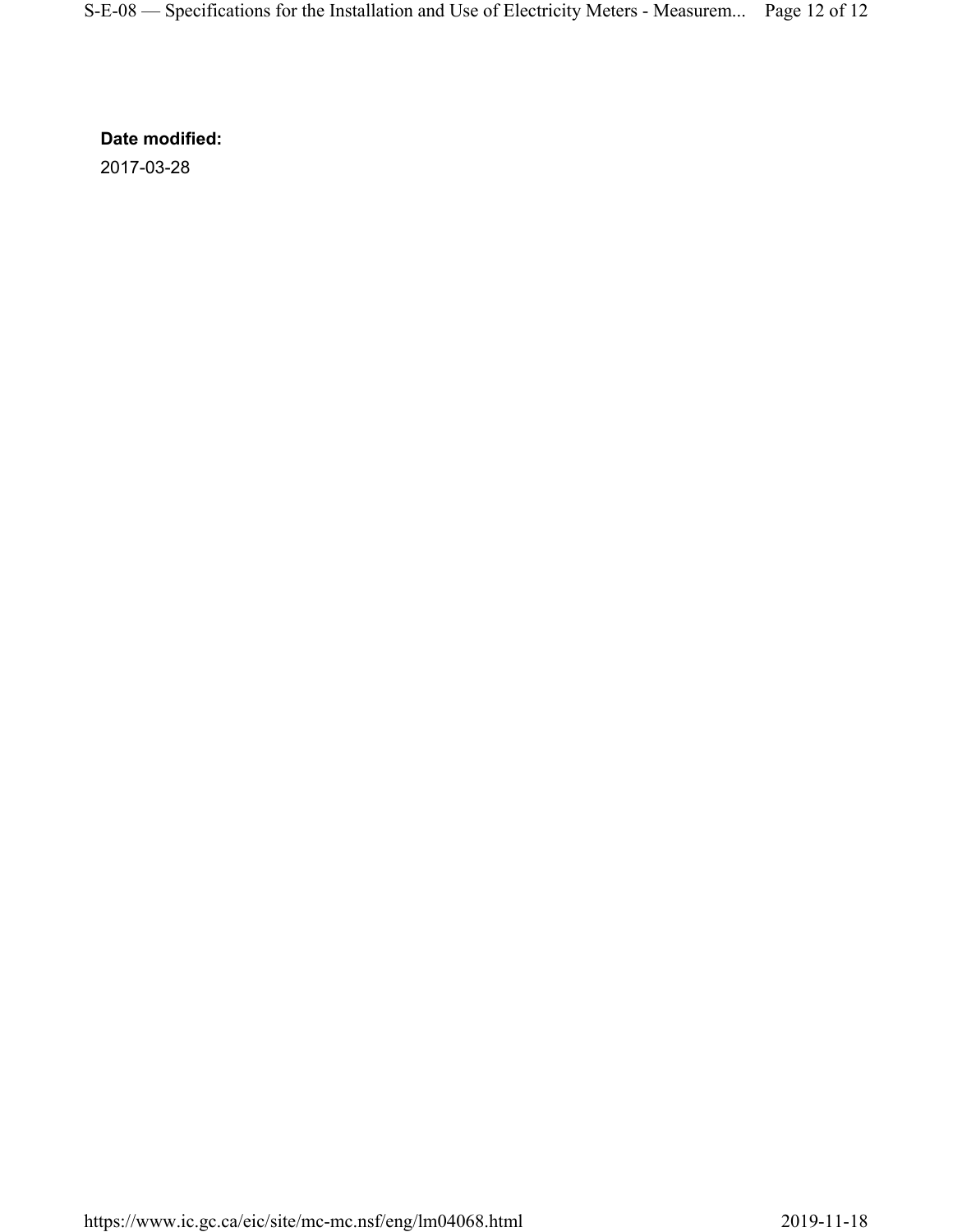**Date modified:**

2017-03-28